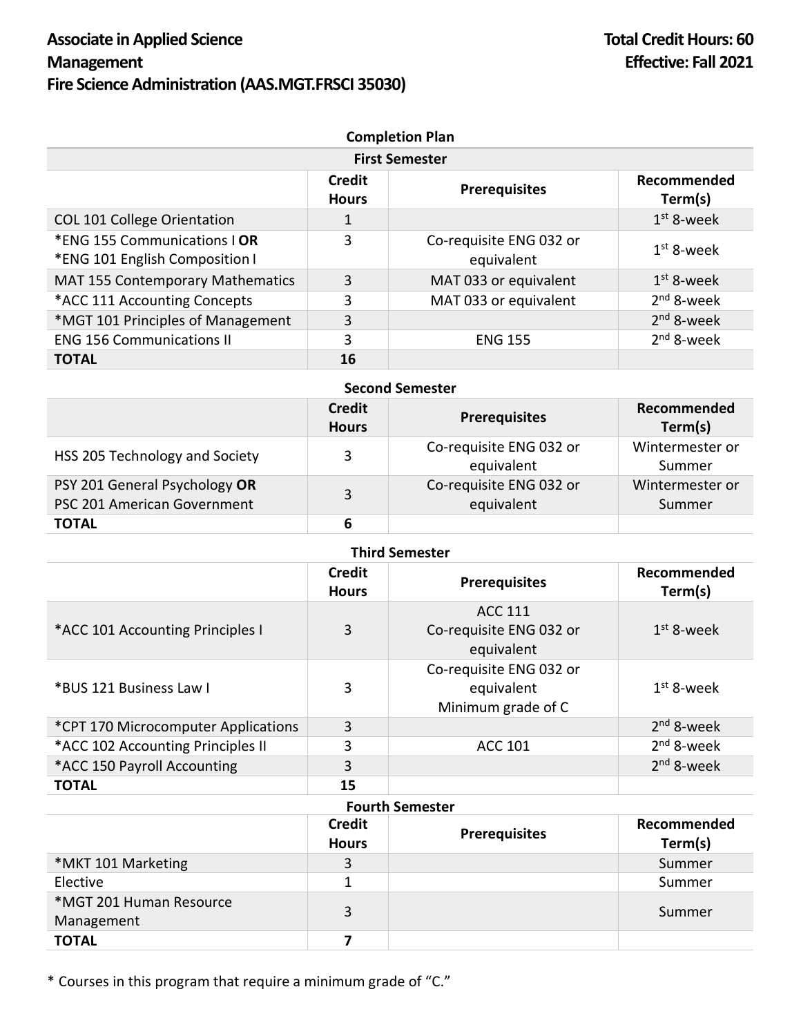# Associate in Applied Science Management Fire Science Administration (AAS.MGT.FRSCI 35030)

**Total Credit Hours: 60**
**Effective: Fall 2021**

## Completion Plan

### First Semester

| | Credit Hours | Prerequisites | Recommended Term(s) |
|---|---|---|---|
| COL 101 College Orientation | 1 | | 1st 8-week |
| *ENG 155 Communications I **OR** *ENG 101 English Composition I | 3 | Co-requisite ENG 032 or equivalent | 1st 8-week |
| MAT 155 Contemporary Mathematics | 3 | MAT 033 or equivalent | 1st 8-week |
| *ACC 111 Accounting Concepts | 3 | MAT 033 or equivalent | 2nd 8-week |
| *MGT 101 Principles of Management | 3 | | 2nd 8-week |
| ENG 156 Communications II | 3 | ENG 155 | 2nd 8-week |
| **TOTAL** | **16** | | |

### Second Semester

| | Credit Hours | Prerequisites | Recommended Term(s) |
|---|---|---|---|
| HSS 205 Technology and Society | 3 | Co-requisite ENG 032 or equivalent | Wintermester or Summer |
| PSY 201 General Psychology **OR** PSC 201 American Government | 3 | Co-requisite ENG 032 or equivalent | Wintermester or Summer |
| **TOTAL** | **6** | | |

### Third Semester

| | Credit Hours | Prerequisites | Recommended Term(s) |
|---|---|---|---|
| *ACC 101 Accounting Principles I | 3 | ACC 111 Co-requisite ENG 032 or equivalent | 1st 8-week |
| *BUS 121 Business Law I | 3 | Co-requisite ENG 032 or equivalent Minimum grade of C | 1st 8-week |
| *CPT 170 Microcomputer Applications | 3 | | 2nd 8-week |
| *ACC 102 Accounting Principles II | 3 | ACC 101 | 2nd 8-week |
| *ACC 150 Payroll Accounting | 3 | | 2nd 8-week |
| **TOTAL** | **15** | | |

### Fourth Semester

| | Credit Hours | Prerequisites | Recommended Term(s) |
|---|---|---|---|
| *MKT 101 Marketing | 3 | | Summer |
| Elective | 1 | | Summer |
| *MGT 201 Human Resource Management | 3 | | Summer |
| **TOTAL** | **7** | | |

* Courses in this program that require a minimum grade of "C."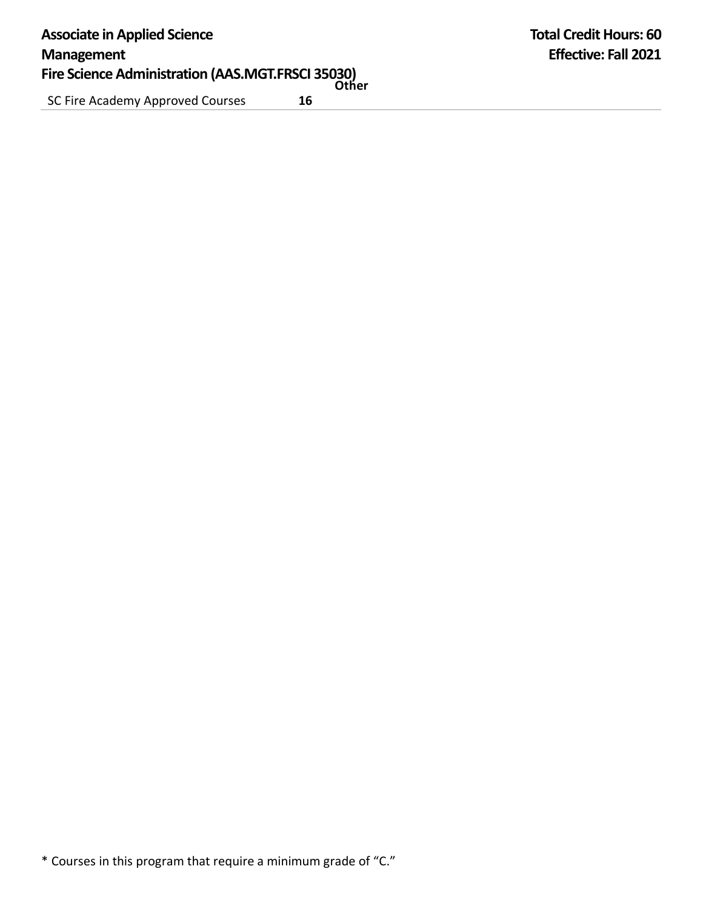| Other | |
| --- | --- |
| SC Fire Academy Approved Courses | **16** |

* Courses in this program that require a minimum grade of "C."